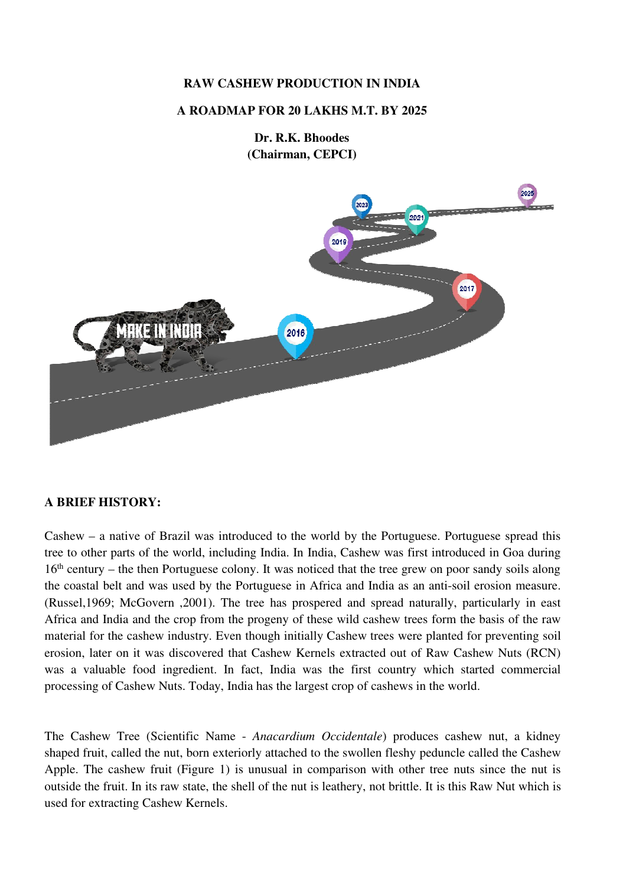**RAW CASHEW PRODUCTION IN INDIA**

**A ROADMAP FOR 20 LAKHS M.T. BY 2025**

**Dr. R.K. Bhoodes**
**(Chairman, CEPCI)**

## A BRIEF HISTORY:

Cashew – a native of Brazil was introduced to the world by the Portuguese. Portuguese spread this tree to other parts of the world, including India. In India, Cashew was first introduced in Goa during 16th century – the then Portuguese colony. It was noticed that the tree grew on poor sandy soils along the coastal belt and was used by the Portuguese in Africa and India as an anti-soil erosion measure. (Russel,1969; McGovern ,2001). The tree has prospered and spread naturally, particularly in east Africa and India and the crop from the progeny of these wild cashew trees form the basis of the raw material for the cashew industry. Even though initially Cashew trees were planted for preventing soil erosion, later on it was discovered that Cashew Kernels extracted out of Raw Cashew Nuts (RCN) was a valuable food ingredient. In fact, India was the first country which started commercial processing of Cashew Nuts. Today, India has the largest crop of cashews in the world.

The Cashew Tree (Scientific Name - *Anacardium Occidentale*) produces cashew nut, a kidney shaped fruit, called the nut, born exteriorly attached to the swollen fleshy peduncle called the Cashew Apple. The cashew fruit (Figure 1) is unusual in comparison with other tree nuts since the nut is outside the fruit. In its raw state, the shell of the nut is leathery, not brittle. It is this Raw Nut which is used for extracting Cashew Kernels.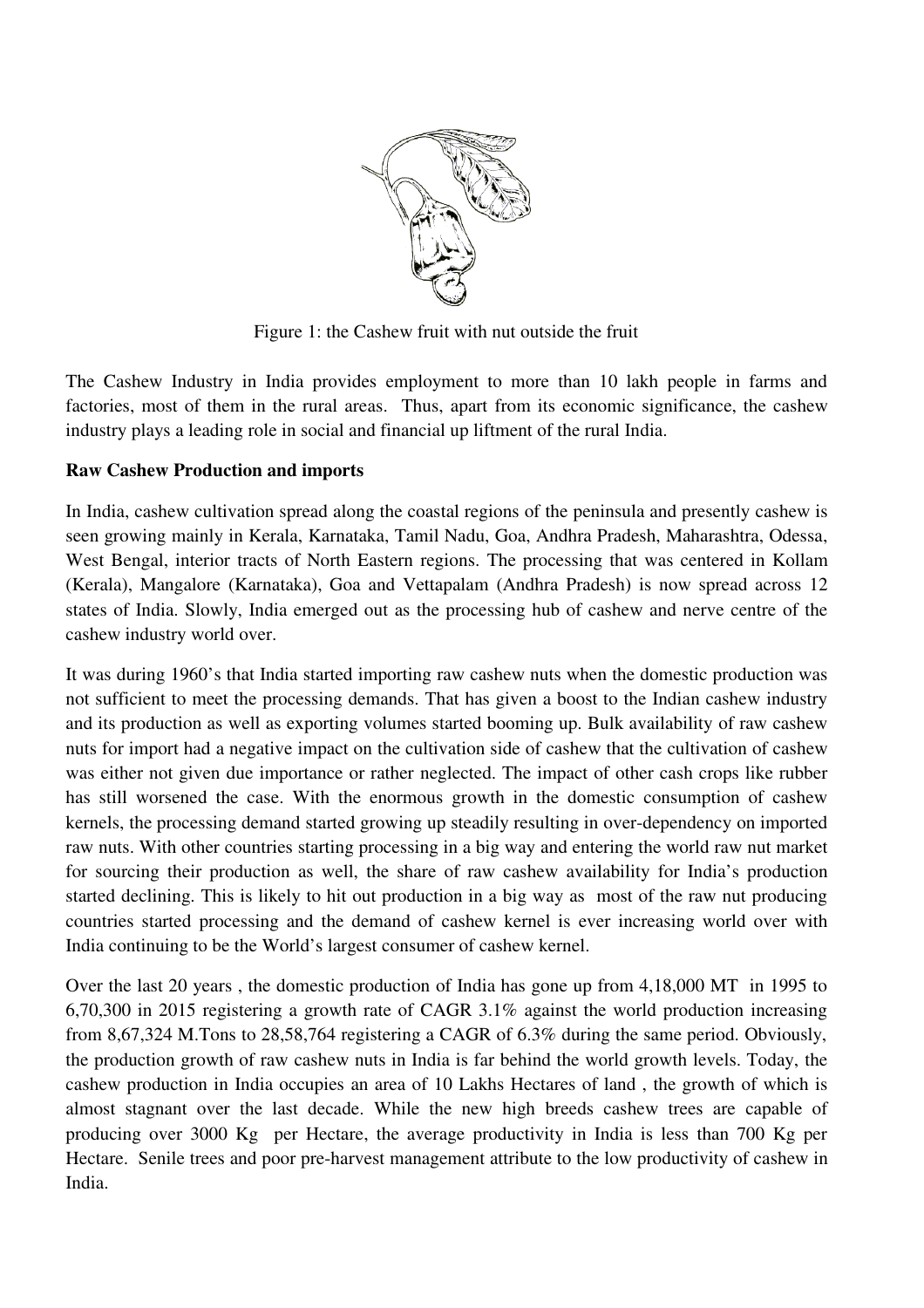Figure 1: the Cashew fruit with nut outside the fruit

The Cashew Industry in India provides employment to more than 10 lakh people in farms and factories, most of them in the rural areas. Thus, apart from its economic significance, the cashew industry plays a leading role in social and financial up liftment of the rural India.

**Raw Cashew Production and imports**

In India, cashew cultivation spread along the coastal regions of the peninsula and presently cashew is seen growing mainly in Kerala, Karnataka, Tamil Nadu, Goa, Andhra Pradesh, Maharashtra, Odessa, West Bengal, interior tracts of North Eastern regions. The processing that was centered in Kollam (Kerala), Mangalore (Karnataka), Goa and Vettapalam (Andhra Pradesh) is now spread across 12 states of India. Slowly, India emerged out as the processing hub of cashew and nerve centre of the cashew industry world over.

It was during 1960's that India started importing raw cashew nuts when the domestic production was not sufficient to meet the processing demands. That has given a boost to the Indian cashew industry and its production as well as exporting volumes started booming up. Bulk availability of raw cashew nuts for import had a negative impact on the cultivation side of cashew that the cultivation of cashew was either not given due importance or rather neglected. The impact of other cash crops like rubber has still worsened the case. With the enormous growth in the domestic consumption of cashew kernels, the processing demand started growing up steadily resulting in over-dependency on imported raw nuts. With other countries starting processing in a big way and entering the world raw nut market for sourcing their production as well, the share of raw cashew availability for India's production started declining. This is likely to hit out production in a big way as most of the raw nut producing countries started processing and the demand of cashew kernel is ever increasing world over with India continuing to be the World's largest consumer of cashew kernel.

Over the last 20 years , the domestic production of India has gone up from 4,18,000 MT in 1995 to 6,70,300 in 2015 registering a growth rate of CAGR 3.1% against the world production increasing from 8,67,324 M.Tons to 28,58,764 registering a CAGR of 6.3% during the same period. Obviously, the production growth of raw cashew nuts in India is far behind the world growth levels. Today, the cashew production in India occupies an area of 10 Lakhs Hectares of land , the growth of which is almost stagnant over the last decade. While the new high breeds cashew trees are capable of producing over 3000 Kg per Hectare, the average productivity in India is less than 700 Kg per Hectare. Senile trees and poor pre-harvest management attribute to the low productivity of cashew in India.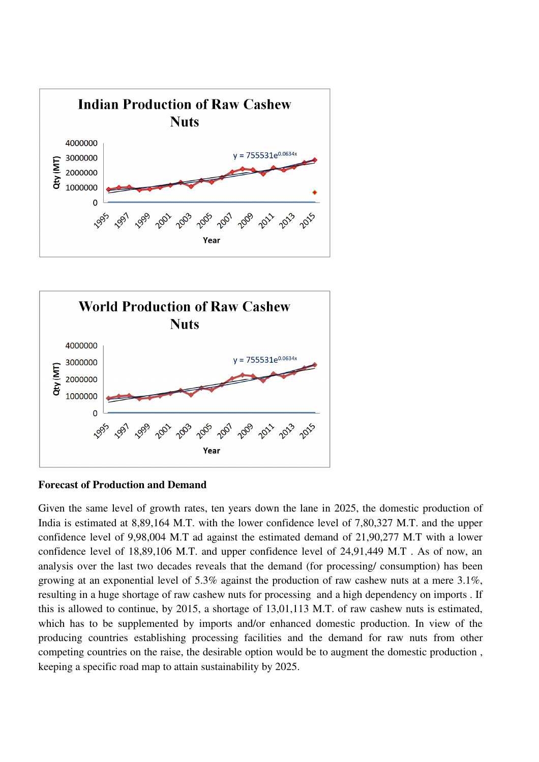## Indian Production of Raw Cashew Nuts

Qty (MT)

4000000
3000000
2000000
1000000
0

$y = 755531e^{0.0634x}$

1995 1997 1999 2001 2003 2005 2007 2009 2011 2013 2015

Year

## World Production of Raw Cashew Nuts

Qty (MT)

4000000
3000000
2000000
1000000
0

$y = 755531e^{0.0634x}$

1995 1997 1999 2001 2003 2005 2007 2009 2011 2013 2015

Year

**Forecast of Production and Demand**

Given the same level of growth rates, ten years down the lane in 2025, the domestic production of India is estimated at 8,89,164 M.T. with the lower confidence level of 7,80,327 M.T. and the upper confidence level of 9,98,004 M.T ad against the estimated demand of 21,90,277 M.T with a lower confidence level of 18,89,106 M.T. and upper confidence level of 24,91,449 M.T . As of now, an analysis over the last two decades reveals that the demand (for processing/ consumption) has been growing at an exponential level of 5.3% against the production of raw cashew nuts at a mere 3.1%, resulting in a huge shortage of raw cashew nuts for processing and a high dependency on imports . If this is allowed to continue, by 2015, a shortage of 13,01,113 M.T. of raw cashew nuts is estimated, which has to be supplemented by imports and/or enhanced domestic production. In view of the producing countries establishing processing facilities and the demand for raw nuts from other competing countries on the raise, the desirable option would be to augment the domestic production , keeping a specific road map to attain sustainability by 2025.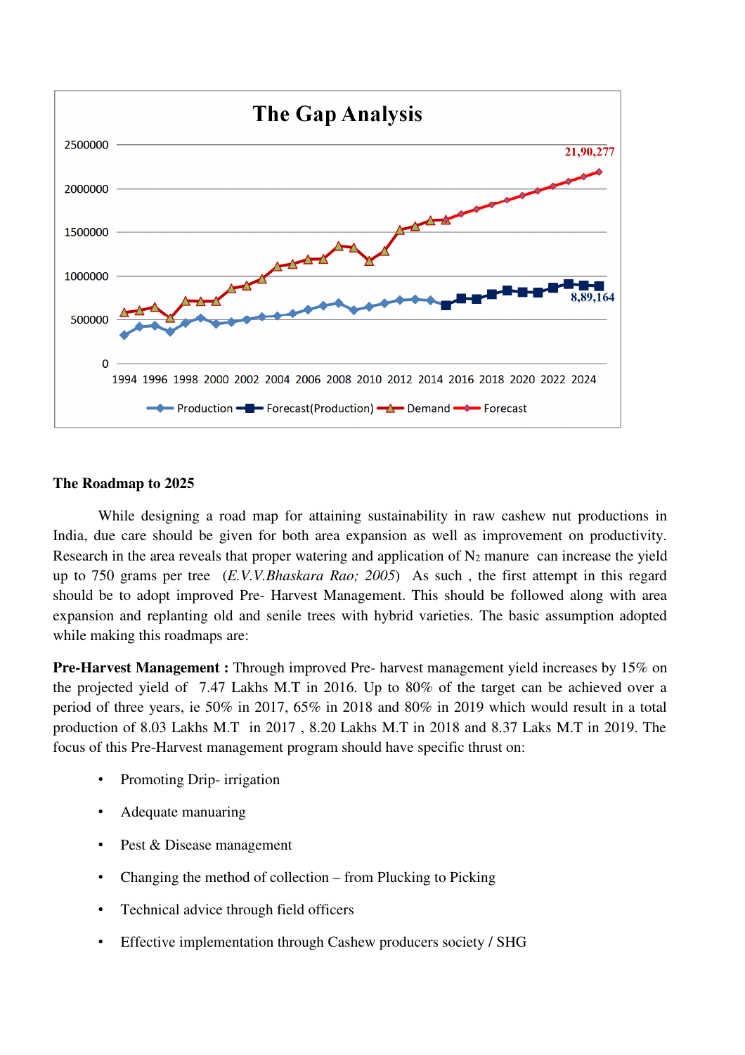**The Gap Analysis**

**The Roadmap to 2025**

While designing a road map for attaining sustainability in raw cashew nut productions in India, due care should be given for both area expansion as well as improvement on productivity. Research in the area reveals that proper watering and application of $N_2$ manure can increase the yield up to 750 grams per tree (*E.V.V.Bhaskara Rao; 2005*) As such , the first attempt in this regard should be to adopt improved Pre- Harvest Management. This should be followed along with area expansion and replanting old and senile trees with hybrid varieties. The basic assumption adopted while making this roadmaps are:

**Pre-Harvest Management :** Through improved Pre- harvest management yield increases by 15% on the projected yield of 7.47 Lakhs M.T in 2016. Up to 80% of the target can be achieved over a period of three years, ie 50% in 2017, 65% in 2018 and 80% in 2019 which would result in a total production of 8.03 Lakhs M.T in 2017 , 8.20 Lakhs M.T in 2018 and 8.37 Laks M.T in 2019. The focus of this Pre-Harvest management program should have specific thrust on:

- Promoting Drip- irrigation
- Adequate manuaring
- Pest & Disease management
- Changing the method of collection – from Plucking to Picking
- Technical advice through field officers
- Effective implementation through Cashew producers society / SHG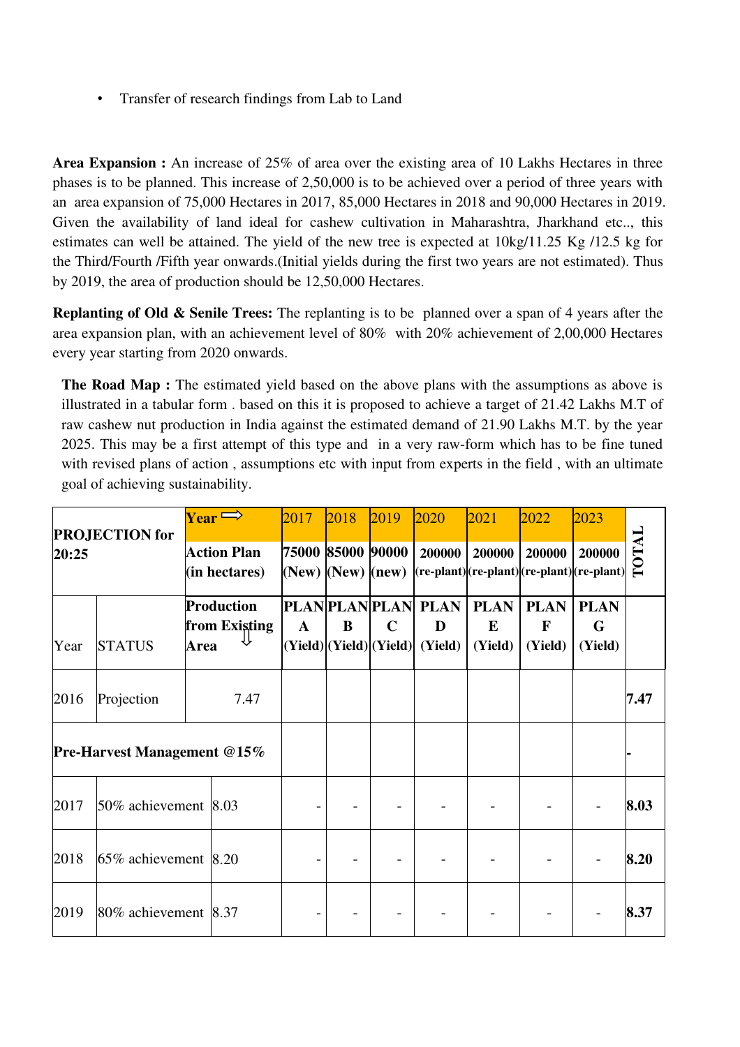- Transfer of research findings from Lab to Land

**Area Expansion :** An increase of 25% of area over the existing area of 10 Lakhs Hectares in three phases is to be planned. This increase of 2,50,000 is to be achieved over a period of three years with an area expansion of 75,000 Hectares in 2017, 85,000 Hectares in 2018 and 90,000 Hectares in 2019. Given the availability of land ideal for cashew cultivation in Maharashtra, Jharkhand etc.., this estimates can well be attained. The yield of the new tree is expected at 10kg/11.25 Kg /12.5 kg for the Third/Fourth /Fifth year onwards.(Initial yields during the first two years are not estimated). Thus by 2019, the area of production should be 12,50,000 Hectares.

**Replanting of Old & Senile Trees:** The replanting is to be planned over a span of 4 years after the area expansion plan, with an achievement level of 80% with 20% achievement of 2,00,000 Hectares every year starting from 2020 onwards.

**The Road Map :** The estimated yield based on the above plans with the assumptions as above is illustrated in a tabular form . based on this it is proposed to achieve a target of 21.42 Lakhs M.T of raw cashew nut production in India against the estimated demand of 21.90 Lakhs M.T. by the year 2025. This may be a first attempt of this type and in a very raw-form which has to be fine tuned with revised plans of action , assumptions etc with input from experts in the field , with an ultimate goal of achieving sustainability.

| **PROJECTION for 20:25** | | **Year ⇨** | 2017 | 2018 | 2019 | 2020 | 2021 | 2022 | 2023 | **TOTAL** |
|---|---|---|---|---|---|---|---|---|---|---|
| | | **Action Plan (in hectares)** | **75000 (New)** | **85000 (New)** | **90000 (new)** | **200000 (re-plant)** | **200000 (re-plant)** | **200000 (re-plant)** | **200000 (re-plant)** | |
| Year | STATUS | **Production from Existing Area ⇩** | **PLAN A (Yield)** | **PLAN B (Yield)** | **PLAN C (Yield)** | **PLAN D (Yield)** | **PLAN E (Yield)** | **PLAN F (Yield)** | **PLAN G (Yield)** | |
| 2016 | Projection | 7.47 | | | | | | | | **7.47** |
| **Pre-Harvest Management @15%** | | | | | | | | | | **-** |
| 2017 | 50% achievement | 8.03 | - | - | - | - | - | - | - | **8.03** |
| 2018 | 65% achievement | 8.20 | - | - | - | - | - | - | - | **8.20** |
| 2019 | 80% achievement | 8.37 | - | - | - | - | - | - | - | **8.37** |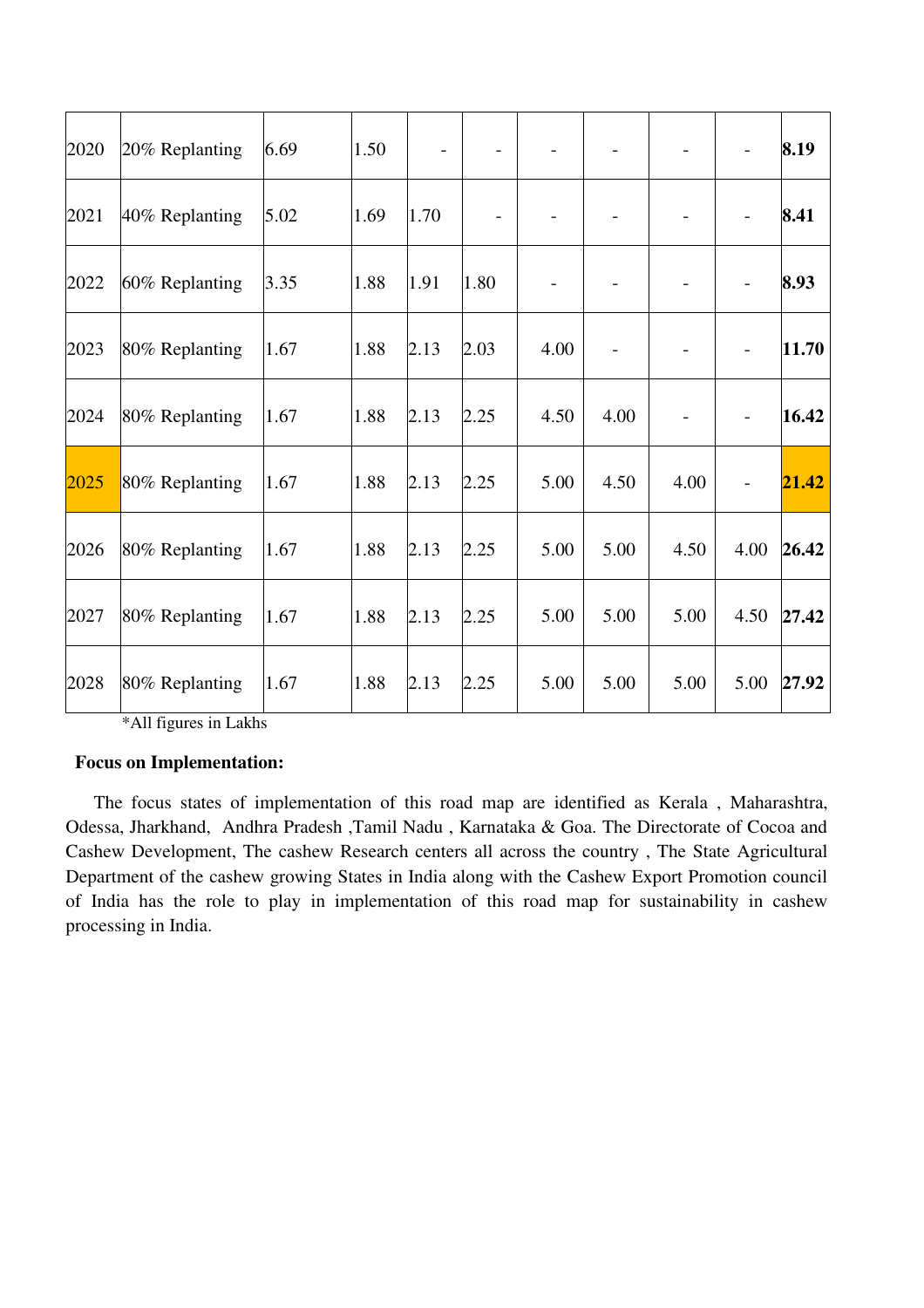| | | | | | | | | | | |
|---|---|---|---|---|---|---|---|---|---|---|
| 2020 | 20% Replanting | 6.69 | 1.50 | - | - | - | - | - | - | **8.19** |
| 2021 | 40% Replanting | 5.02 | 1.69 | 1.70 | - | - | - | - | - | **8.41** |
| 2022 | 60% Replanting | 3.35 | 1.88 | 1.91 | 1.80 | - | - | - | - | **8.93** |
| 2023 | 80% Replanting | 1.67 | 1.88 | 2.13 | 2.03 | 4.00 | - | - | - | **11.70** |
| 2024 | 80% Replanting | 1.67 | 1.88 | 2.13 | 2.25 | 4.50 | 4.00 | - | - | **16.42** |
| 2025 | 80% Replanting | 1.67 | 1.88 | 2.13 | 2.25 | 5.00 | 4.50 | 4.00 | - | **21.42** |
| 2026 | 80% Replanting | 1.67 | 1.88 | 2.13 | 2.25 | 5.00 | 5.00 | 4.50 | 4.00 | **26.42** |
| 2027 | 80% Replanting | 1.67 | 1.88 | 2.13 | 2.25 | 5.00 | 5.00 | 5.00 | 4.50 | **27.42** |
| 2028 | 80% Replanting | 1.67 | 1.88 | 2.13 | 2.25 | 5.00 | 5.00 | 5.00 | 5.00 | **27.92** |

*All figures in Lakhs

**Focus on Implementation:**

The focus states of implementation of this road map are identified as Kerala , Maharashtra, Odessa, Jharkhand, Andhra Pradesh ,Tamil Nadu , Karnataka & Goa. The Directorate of Cocoa and Cashew Development, The cashew Research centers all across the country , The State Agricultural Department of the cashew growing States in India along with the Cashew Export Promotion council of India has the role to play in implementation of this road map for sustainability in cashew processing in India.